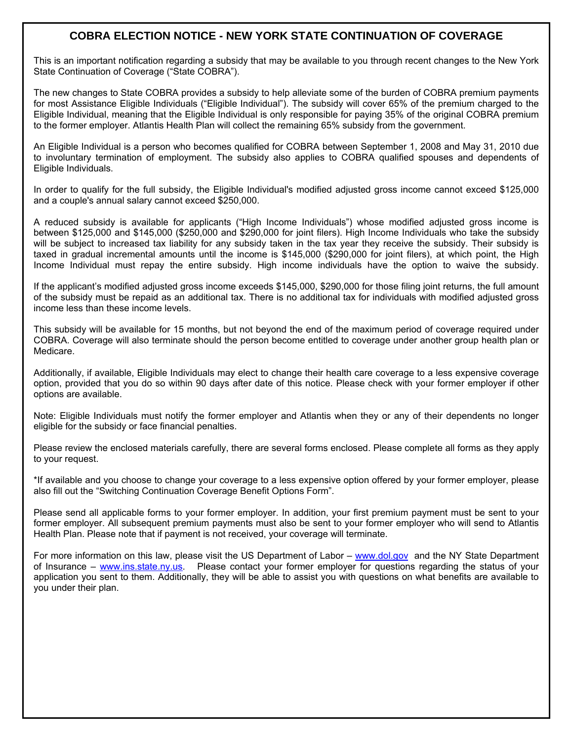# COBRA ELECTION NOTICE - NEW YORK STATE CONTINUATION OF COVERAGE

This is an important notification regarding a subsidy that may be available to you through recent changes to the New York State Continuation of Coverage ("State COBRA").

The new changes to State COBRA provides a subsidy to help alleviate some of the burden of COBRA premium payments for most Assistance Eligible Individuals ("Eligible Individual"). The subsidy will cover 65% of the premium charged to the Eligible Individual, meaning that the Eligible Individual is only responsible for paying 35% of the original COBRA premium to the former employer. Atlantis Health Plan will collect the remaining 65% subsidy from the government.

An Eligible Individual is a person who becomes qualified for COBRA between September 1, 2008 and May 31, 2010 due to involuntary termination of employment. The subsidy also applies to COBRA qualified spouses and dependents of Eligible Individuals.

In order to qualify for the full subsidy, the Eligible Individual's modified adjusted gross income cannot exceed $125,000 and a couple's annual salary cannot exceed $250,000.

A reduced subsidy is available for applicants ("High Income Individuals") whose modified adjusted gross income is between $125,000 and $145,000 ($250,000 and $290,000 for joint filers). High Income Individuals who take the subsidy will be subject to increased tax liability for any subsidy taken in the tax year they receive the subsidy. Their subsidy is taxed in gradual incremental amounts until the income is $145,000 ($290,000 for joint filers), at which point, the High Income Individual must repay the entire subsidy. High income individuals have the option to waive the subsidy.

If the applicant's modified adjusted gross income exceeds $145,000, $290,000 for those filing joint returns, the full amount of the subsidy must be repaid as an additional tax. There is no additional tax for individuals with modified adjusted gross income less than these income levels.

This subsidy will be available for 15 months, but not beyond the end of the maximum period of coverage required under COBRA. Coverage will also terminate should the person become entitled to coverage under another group health plan or Medicare.

Additionally, if available, Eligible Individuals may elect to change their health care coverage to a less expensive coverage option, provided that you do so within 90 days after date of this notice. Please check with your former employer if other options are available.

Note: Eligible Individuals must notify the former employer and Atlantis when they or any of their dependents no longer eligible for the subsidy or face financial penalties.

Please review the enclosed materials carefully, there are several forms enclosed. Please complete all forms as they apply to your request.

*If available and you choose to change your coverage to a less expensive option offered by your former employer, please also fill out the "Switching Continuation Coverage Benefit Options Form".

Please send all applicable forms to your former employer. In addition, your first premium payment must be sent to your former employer. All subsequent premium payments must also be sent to your former employer who will send to Atlantis Health Plan. Please note that if payment is not received, your coverage will terminate.

For more information on this law, please visit the US Department of Labor – www.dol.gov and the NY State Department of Insurance – www.ins.state.ny.us. Please contact your former employer for questions regarding the status of your application you sent to them. Additionally, they will be able to assist you with questions on what benefits are available to you under their plan.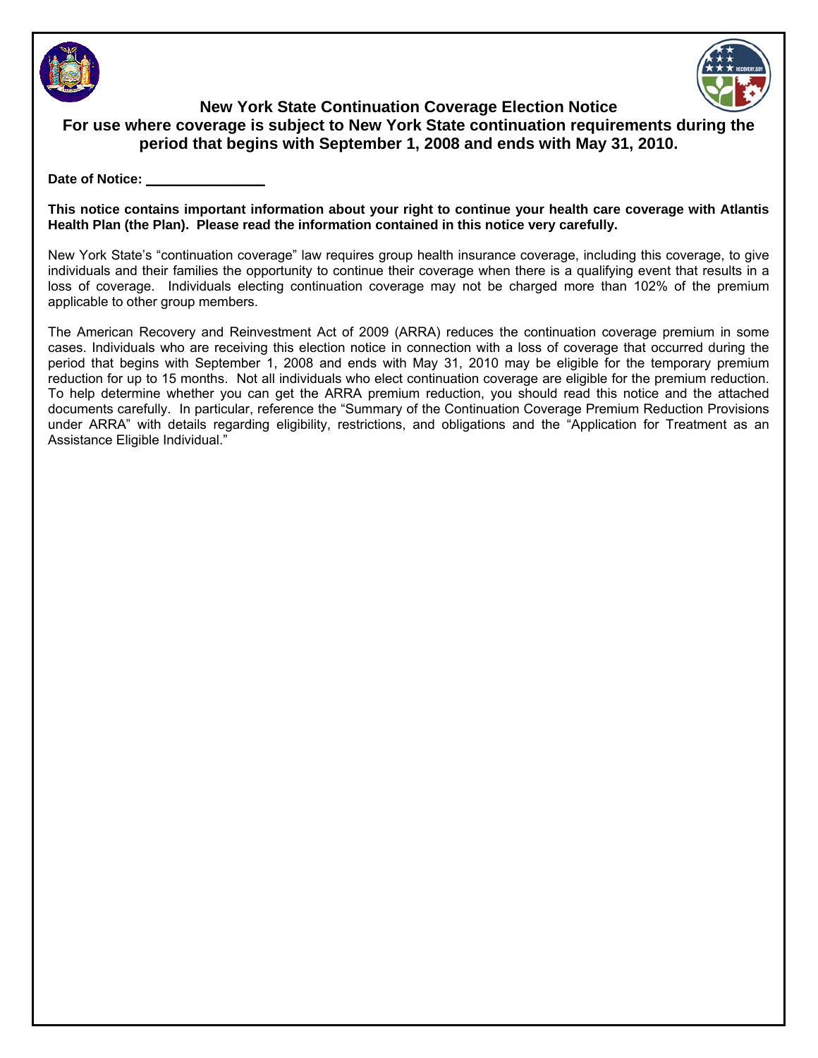# New York State Continuation Coverage Election Notice

## For use where coverage is subject to New York State continuation requirements during the period that begins with September 1, 2008 and ends with May 31, 2010.

**Date of Notice:** ________________

**This notice contains important information about your right to continue your health care coverage with Atlantis Health Plan (the Plan). Please read the information contained in this notice very carefully.**

New York State's "continuation coverage" law requires group health insurance coverage, including this coverage, to give individuals and their families the opportunity to continue their coverage when there is a qualifying event that results in a loss of coverage. Individuals electing continuation coverage may not be charged more than 102% of the premium applicable to other group members.

The American Recovery and Reinvestment Act of 2009 (ARRA) reduces the continuation coverage premium in some cases. Individuals who are receiving this election notice in connection with a loss of coverage that occurred during the period that begins with September 1, 2008 and ends with May 31, 2010 may be eligible for the temporary premium reduction for up to 15 months. Not all individuals who elect continuation coverage are eligible for the premium reduction. To help determine whether you can get the ARRA premium reduction, you should read this notice and the attached documents carefully. In particular, reference the "Summary of the Continuation Coverage Premium Reduction Provisions under ARRA" with details regarding eligibility, restrictions, and obligations and the "Application for Treatment as an Assistance Eligible Individual."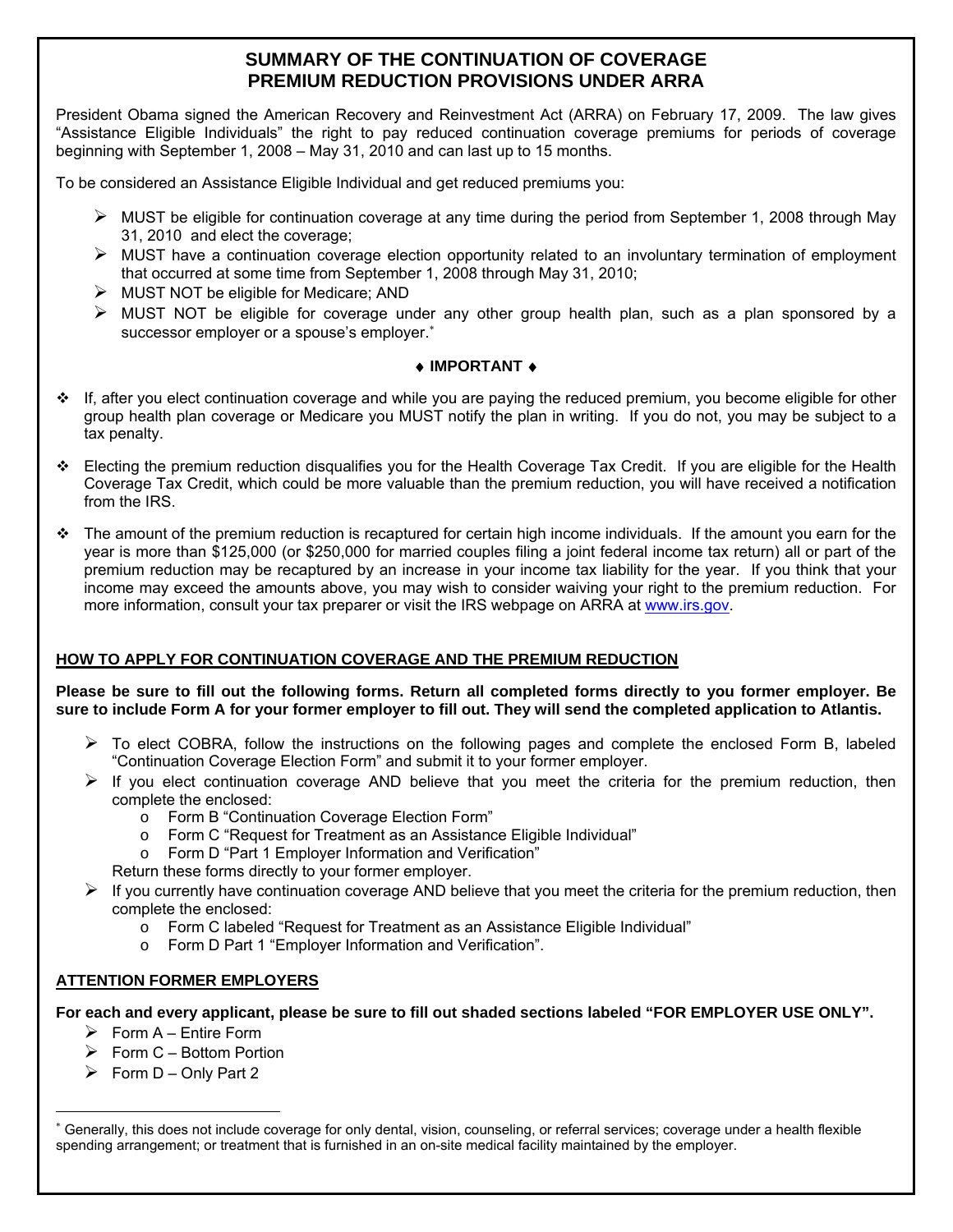# SUMMARY OF THE CONTINUATION OF COVERAGE PREMIUM REDUCTION PROVISIONS UNDER ARRA

President Obama signed the American Recovery and Reinvestment Act (ARRA) on February 17, 2009. The law gives "Assistance Eligible Individuals" the right to pay reduced continuation coverage premiums for periods of coverage beginning with September 1, 2008 – May 31, 2010 and can last up to 15 months.

To be considered an Assistance Eligible Individual and get reduced premiums you:

- MUST be eligible for continuation coverage at any time during the period from September 1, 2008 through May 31, 2010 and elect the coverage;
- MUST have a continuation coverage election opportunity related to an involuntary termination of employment that occurred at some time from September 1, 2008 through May 31, 2010;
- MUST NOT be eligible for Medicare; AND
- MUST NOT be eligible for coverage under any other group health plan, such as a plan sponsored by a successor employer or a spouse's employer.*

**♦ IMPORTANT ♦**

- If, after you elect continuation coverage and while you are paying the reduced premium, you become eligible for other group health plan coverage or Medicare you MUST notify the plan in writing. If you do not, you may be subject to a tax penalty.
- Electing the premium reduction disqualifies you for the Health Coverage Tax Credit. If you are eligible for the Health Coverage Tax Credit, which could be more valuable than the premium reduction, you will have received a notification from the IRS.
- The amount of the premium reduction is recaptured for certain high income individuals. If the amount you earn for the year is more than $125,000 (or $250,000 for married couples filing a joint federal income tax return) all or part of the premium reduction may be recaptured by an increase in your income tax liability for the year. If you think that your income may exceed the amounts above, you may wish to consider waiving your right to the premium reduction. For more information, consult your tax preparer or visit the IRS webpage on ARRA at www.irs.gov.

## HOW TO APPLY FOR CONTINUATION COVERAGE AND THE PREMIUM REDUCTION

**Please be sure to fill out the following forms. Return all completed forms directly to you former employer. Be sure to include Form A for your former employer to fill out. They will send the completed application to Atlantis.**

- To elect COBRA, follow the instructions on the following pages and complete the enclosed Form B, labeled "Continuation Coverage Election Form" and submit it to your former employer.
- If you elect continuation coverage AND believe that you meet the criteria for the premium reduction, then complete the enclosed:
  - Form B "Continuation Coverage Election Form"
  - Form C "Request for Treatment as an Assistance Eligible Individual"
  - Form D "Part 1 Employer Information and Verification"

  Return these forms directly to your former employer.
- If you currently have continuation coverage AND believe that you meet the criteria for the premium reduction, then complete the enclosed:
  - Form C labeled "Request for Treatment as an Assistance Eligible Individual"
  - Form D Part 1 "Employer Information and Verification".

## ATTENTION FORMER EMPLOYERS

**For each and every applicant, please be sure to fill out shaded sections labeled "FOR EMPLOYER USE ONLY".**

- Form A – Entire Form
- Form C – Bottom Portion
- Form D – Only Part 2

* Generally, this does not include coverage for only dental, vision, counseling, or referral services; coverage under a health flexible spending arrangement; or treatment that is furnished in an on-site medical facility maintained by the employer.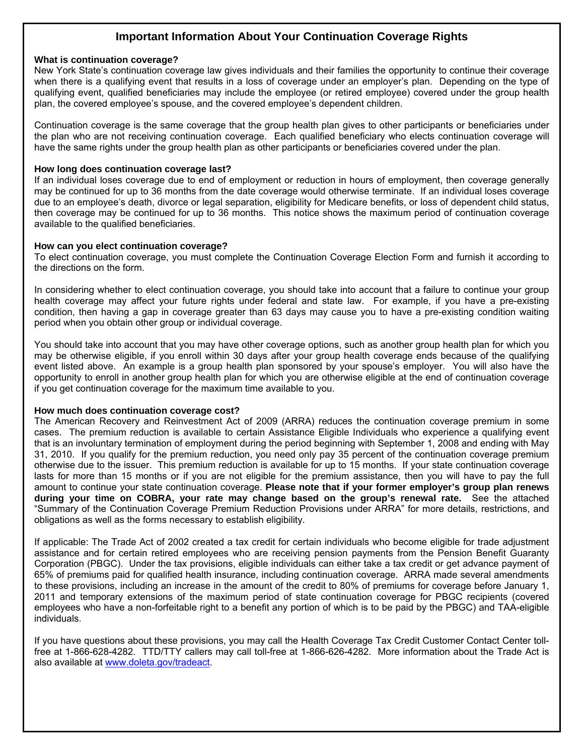# Important Information About Your Continuation Coverage Rights

**What is continuation coverage?**

New York State's continuation coverage law gives individuals and their families the opportunity to continue their coverage when there is a qualifying event that results in a loss of coverage under an employer's plan. Depending on the type of qualifying event, qualified beneficiaries may include the employee (or retired employee) covered under the group health plan, the covered employee's spouse, and the covered employee's dependent children.

Continuation coverage is the same coverage that the group health plan gives to other participants or beneficiaries under the plan who are not receiving continuation coverage. Each qualified beneficiary who elects continuation coverage will have the same rights under the group health plan as other participants or beneficiaries covered under the plan.

**How long does continuation coverage last?**

If an individual loses coverage due to end of employment or reduction in hours of employment, then coverage generally may be continued for up to 36 months from the date coverage would otherwise terminate. If an individual loses coverage due to an employee's death, divorce or legal separation, eligibility for Medicare benefits, or loss of dependent child status, then coverage may be continued for up to 36 months. This notice shows the maximum period of continuation coverage available to the qualified beneficiaries.

**How can you elect continuation coverage?**

To elect continuation coverage, you must complete the Continuation Coverage Election Form and furnish it according to the directions on the form.

In considering whether to elect continuation coverage, you should take into account that a failure to continue your group health coverage may affect your future rights under federal and state law. For example, if you have a pre-existing condition, then having a gap in coverage greater than 63 days may cause you to have a pre-existing condition waiting period when you obtain other group or individual coverage.

You should take into account that you may have other coverage options, such as another group health plan for which you may be otherwise eligible, if you enroll within 30 days after your group health coverage ends because of the qualifying event listed above. An example is a group health plan sponsored by your spouse's employer. You will also have the opportunity to enroll in another group health plan for which you are otherwise eligible at the end of continuation coverage if you get continuation coverage for the maximum time available to you.

**How much does continuation coverage cost?**

The American Recovery and Reinvestment Act of 2009 (ARRA) reduces the continuation coverage premium in some cases. The premium reduction is available to certain Assistance Eligible Individuals who experience a qualifying event that is an involuntary termination of employment during the period beginning with September 1, 2008 and ending with May 31, 2010. If you qualify for the premium reduction, you need only pay 35 percent of the continuation coverage premium otherwise due to the issuer. This premium reduction is available for up to 15 months. If your state continuation coverage lasts for more than 15 months or if you are not eligible for the premium assistance, then you will have to pay the full amount to continue your state continuation coverage. **Please note that if your former employer's group plan renews during your time on COBRA, your rate may change based on the group's renewal rate.** See the attached "Summary of the Continuation Coverage Premium Reduction Provisions under ARRA" for more details, restrictions, and obligations as well as the forms necessary to establish eligibility.

If applicable: The Trade Act of 2002 created a tax credit for certain individuals who become eligible for trade adjustment assistance and for certain retired employees who are receiving pension payments from the Pension Benefit Guaranty Corporation (PBGC). Under the tax provisions, eligible individuals can either take a tax credit or get advance payment of 65% of premiums paid for qualified health insurance, including continuation coverage. ARRA made several amendments to these provisions, including an increase in the amount of the credit to 80% of premiums for coverage before January 1, 2011 and temporary extensions of the maximum period of state continuation coverage for PBGC recipients (covered employees who have a non-forfeitable right to a benefit any portion of which is to be paid by the PBGC) and TAA-eligible individuals.

If you have questions about these provisions, you may call the Health Coverage Tax Credit Customer Contact Center toll-free at 1-866-628-4282. TTD/TTY callers may call toll-free at 1-866-626-4282. More information about the Trade Act is also available at [www.doleta.gov/tradeact](http://www.doleta.gov/tradeact).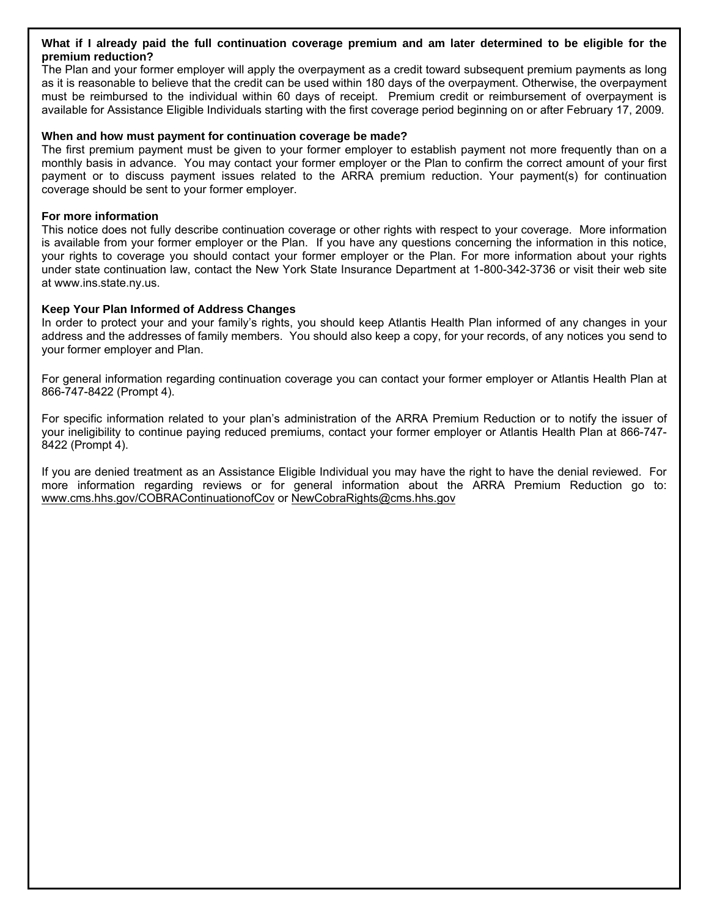**What if I already paid the full continuation coverage premium and am later determined to be eligible for the premium reduction?**

The Plan and your former employer will apply the overpayment as a credit toward subsequent premium payments as long as it is reasonable to believe that the credit can be used within 180 days of the overpayment. Otherwise, the overpayment must be reimbursed to the individual within 60 days of receipt. Premium credit or reimbursement of overpayment is available for Assistance Eligible Individuals starting with the first coverage period beginning on or after February 17, 2009.

**When and how must payment for continuation coverage be made?**

The first premium payment must be given to your former employer to establish payment not more frequently than on a monthly basis in advance. You may contact your former employer or the Plan to confirm the correct amount of your first payment or to discuss payment issues related to the ARRA premium reduction. Your payment(s) for continuation coverage should be sent to your former employer.

**For more information**

This notice does not fully describe continuation coverage or other rights with respect to your coverage. More information is available from your former employer or the Plan. If you have any questions concerning the information in this notice, your rights to coverage you should contact your former employer or the Plan. For more information about your rights under state continuation law, contact the New York State Insurance Department at 1-800-342-3736 or visit their web site at www.ins.state.ny.us.

**Keep Your Plan Informed of Address Changes**

In order to protect your and your family's rights, you should keep Atlantis Health Plan informed of any changes in your address and the addresses of family members. You should also keep a copy, for your records, of any notices you send to your former employer and Plan.

For general information regarding continuation coverage you can contact your former employer or Atlantis Health Plan at 866-747-8422 (Prompt 4).

For specific information related to your plan's administration of the ARRA Premium Reduction or to notify the issuer of your ineligibility to continue paying reduced premiums, contact your former employer or Atlantis Health Plan at 866-747-8422 (Prompt 4).

If you are denied treatment as an Assistance Eligible Individual you may have the right to have the denial reviewed. For more information regarding reviews or for general information about the ARRA Premium Reduction go to: www.cms.hhs.gov/COBRAContinuationofCov or NewCobraRights@cms.hhs.gov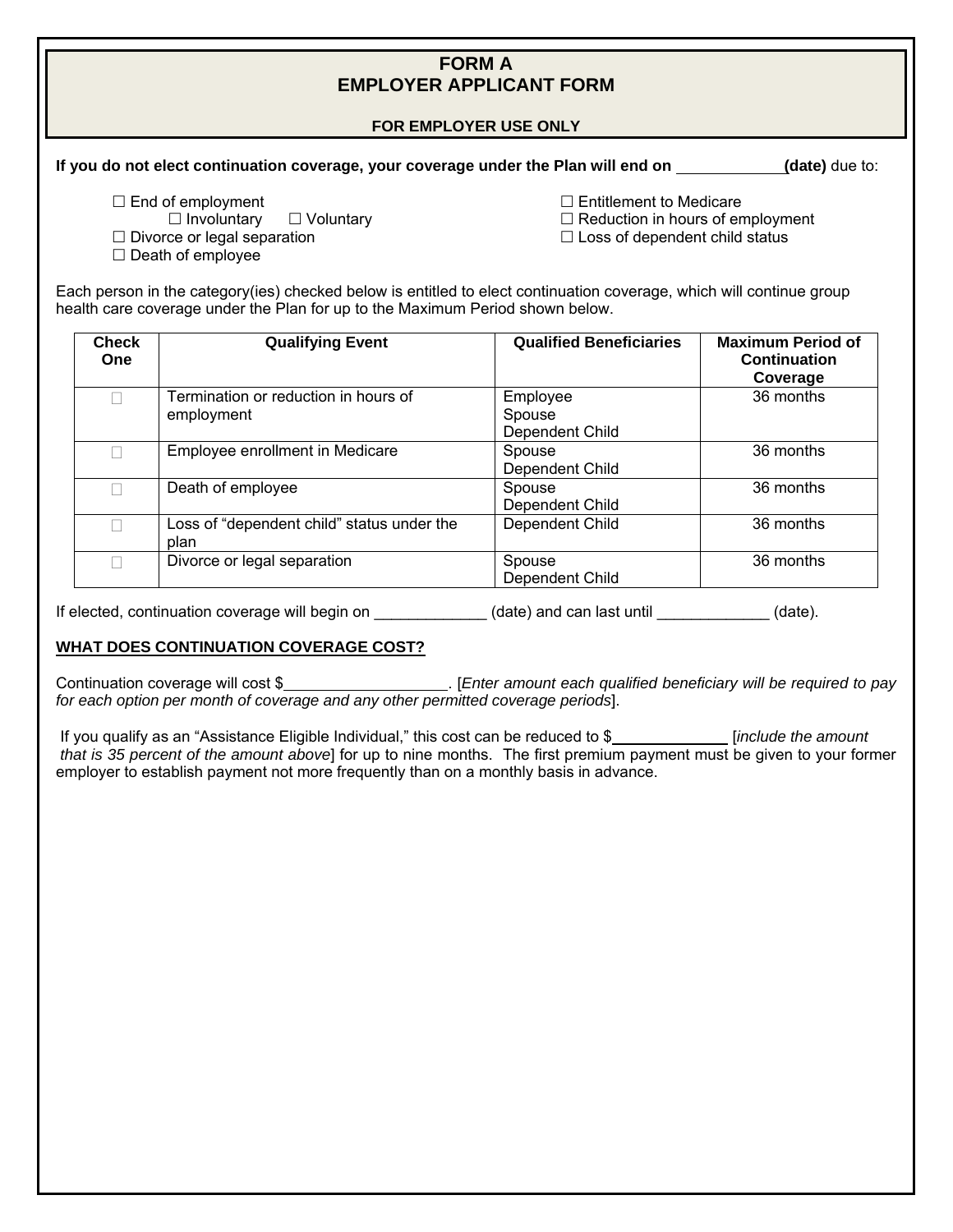# FORM A
# EMPLOYER APPLICANT FORM

**FOR EMPLOYER USE ONLY**

**If you do not elect continuation coverage, your coverage under the Plan will end on \_\_\_\_\_\_\_\_\_\_\_\_(date)** due to:

☐ End of employment
  ☐ Involuntary   ☐ Voluntary
☐ Divorce or legal separation
☐ Death of employee
☐ Entitlement to Medicare
☐ Reduction in hours of employment
☐ Loss of dependent child status

Each person in the category(ies) checked below is entitled to elect continuation coverage, which will continue group health care coverage under the Plan for up to the Maximum Period shown below.

| Check One | Qualifying Event | Qualified Beneficiaries | Maximum Period of Continuation Coverage |
|---|---|---|---|
| ☐ | Termination or reduction in hours of employment | Employee<br>Spouse<br>Dependent Child | 36 months |
| ☐ | Employee enrollment in Medicare | Spouse<br>Dependent Child | 36 months |
| ☐ | Death of employee | Spouse<br>Dependent Child | 36 months |
| ☐ | Loss of “dependent child” status under the plan | Dependent Child | 36 months |
| ☐ | Divorce or legal separation | Spouse<br>Dependent Child | 36 months |

If elected, continuation coverage will begin on \_\_\_\_\_\_\_\_\_\_\_\_\_ (date) and can last until \_\_\_\_\_\_\_\_\_\_\_\_\_ (date).

**WHAT DOES CONTINUATION COVERAGE COST?**

Continuation coverage will cost $\_\_\_\_\_\_\_\_\_\_\_\_\_\_\_\_\_\_\_. [*Enter amount each qualified beneficiary will be required to pay for each option per month of coverage and any other permitted coverage periods*].

If you qualify as an “Assistance Eligible Individual,” this cost can be reduced to $\_\_\_\_\_\_\_\_\_\_\_\_\_ [*include the amount that is 35 percent of the amount above*] for up to nine months. The first premium payment must be given to your former employer to establish payment not more frequently than on a monthly basis in advance.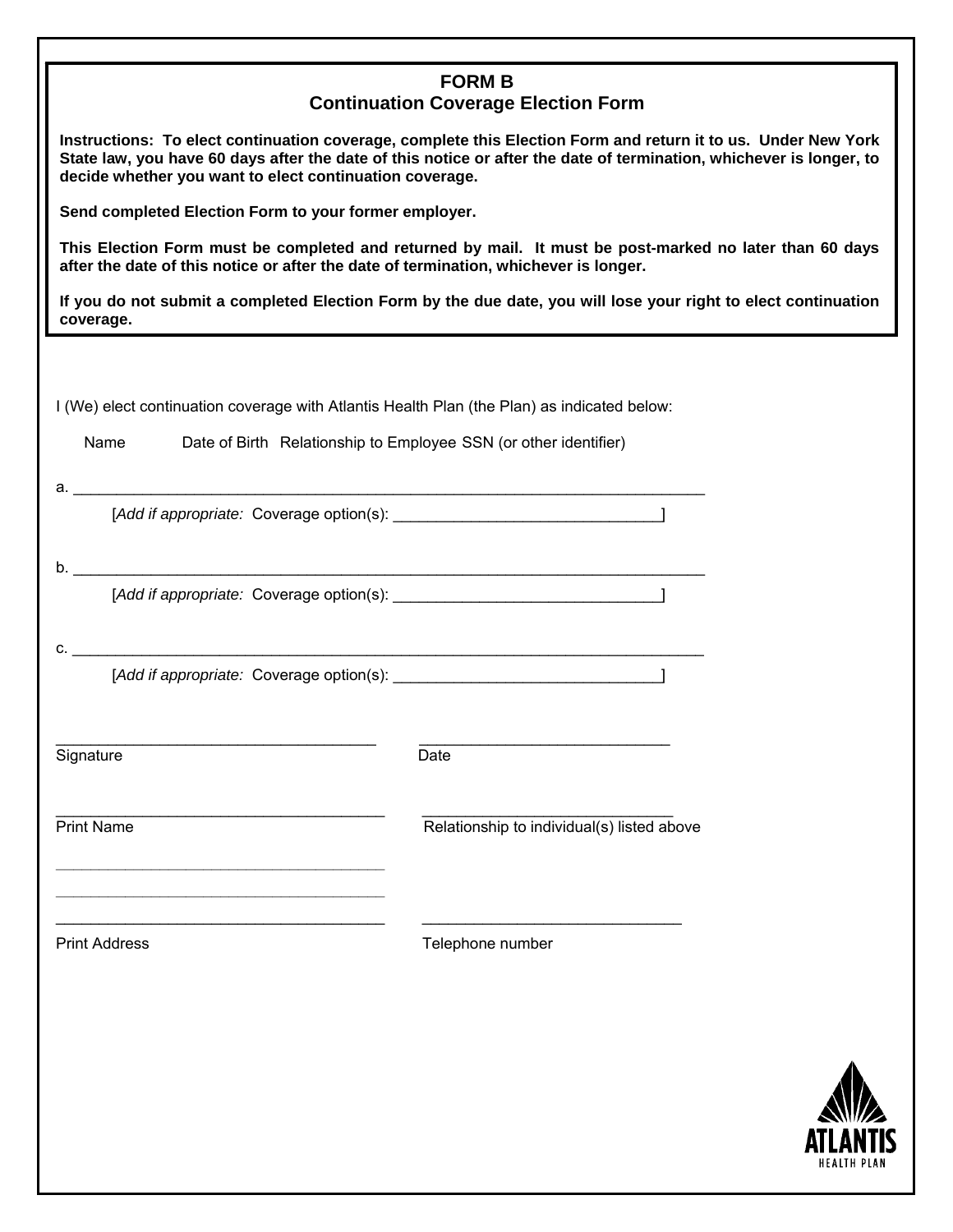# FORM B
## Continuation Coverage Election Form

**Instructions: To elect continuation coverage, complete this Election Form and return it to us. Under New York State law, you have 60 days after the date of this notice or after the date of termination, whichever is longer, to decide whether you want to elect continuation coverage.**

**Send completed Election Form to your former employer.**

**This Election Form must be completed and returned by mail. It must be post-marked no later than 60 days after the date of this notice or after the date of termination, whichever is longer.**

**If you do not submit a completed Election Form by the due date, you will lose your right to elect continuation coverage.**

I (We) elect continuation coverage with Atlantis Health Plan (the Plan) as indicated below:

Name  Date of Birth  Relationship to Employee  SSN (or other identifier)

a. ______________________________________________________________________________

[*Add if appropriate:* Coverage option(s): ________________________________]

b. ______________________________________________________________________________

[*Add if appropriate:* Coverage option(s): ________________________________]

c. ______________________________________________________________________________

[*Add if appropriate:* Coverage option(s): ________________________________]

______________________________________ ______________________________

Signature  Date

______________________________________ ______________________________

Print Name  Relationship to individual(s) listed above

______________________________________

______________________________________

______________________________________ ______________________________

Print Address  Telephone number

ATLANTIS HEALTH PLAN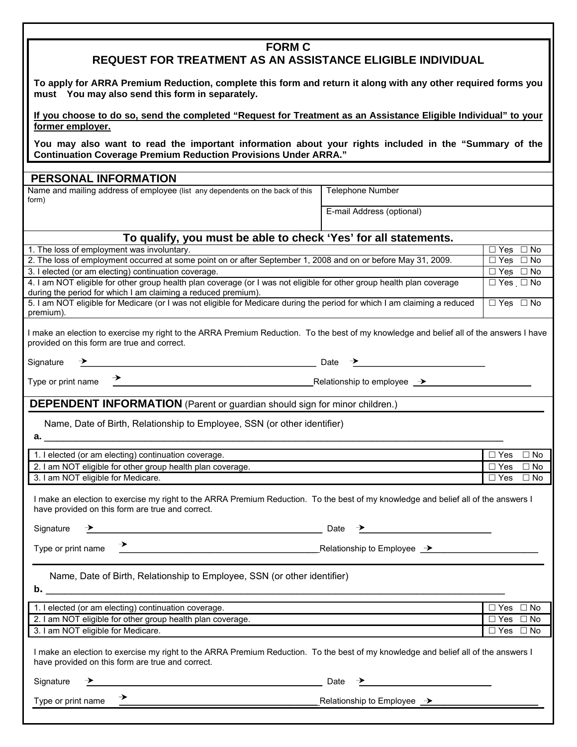# FORM C
## REQUEST FOR TREATMENT AS AN ASSISTANCE ELIGIBLE INDIVIDUAL

**To apply for ARRA Premium Reduction, complete this form and return it along with any other required forms you must You may also send this form in separately.**

**If you choose to do so, send the completed "Request for Treatment as an Assistance Eligible Individual" to your former employer.**

**You may also want to read the important information about your rights included in the "Summary of the Continuation Coverage Premium Reduction Provisions Under ARRA."**

## PERSONAL INFORMATION

| Name and mailing address of employee (list any dependents on the back of this form) | Telephone Number |
|---|---|
| | E-mail Address (optional) |

**To qualify, you must be able to check 'Yes' for all statements.**

| Statement | |
|---|---|
| 1. The loss of employment was involuntary. | ☐ Yes ☐ No |
| 2. The loss of employment occurred at some point on or after September 1, 2008 and on or before May 31, 2009. | ☐ Yes ☐ No |
| 3. I elected (or am electing) continuation coverage. | ☐ Yes ☐ No |
| 4. I am NOT eligible for other group health plan coverage (or I was not eligible for other group health plan coverage during the period for which I am claiming a reduced premium). | ☐ Yes ☐ No |
| 5. I am NOT eligible for Medicare (or I was not eligible for Medicare during the period for which I am claiming a reduced premium). | ☐ Yes ☐ No |

I make an election to exercise my right to the ARRA Premium Reduction. To the best of my knowledge and belief all of the answers I have provided on this form are true and correct.

Signature → ______________________________ Date → ____________________

Type or print name → ______________________________ Relationship to employee → ____________________

## DEPENDENT INFORMATION (Parent or guardian should sign for minor children.)

Name, Date of Birth, Relationship to Employee, SSN (or other identifier)

**a.** ________________________________________________________________

| Statement | |
|---|---|
| 1. I elected (or am electing) continuation coverage. | ☐ Yes ☐ No |
| 2. I am NOT eligible for other group health plan coverage. | ☐ Yes ☐ No |
| 3. I am NOT eligible for Medicare. | ☐ Yes ☐ No |

I make an election to exercise my right to the ARRA Premium Reduction. To the best of my knowledge and belief all of the answers I have provided on this form are true and correct.

Signature → ______________________________ Date → ____________________

Type or print name → ______________________________ Relationship to Employee → ____________________

Name, Date of Birth, Relationship to Employee, SSN (or other identifier)

**b.** ________________________________________________________________

| Statement | |
|---|---|
| 1. I elected (or am electing) continuation coverage. | ☐ Yes ☐ No |
| 2. I am NOT eligible for other group health plan coverage. | ☐ Yes ☐ No |
| 3. I am NOT eligible for Medicare. | ☐ Yes ☐ No |

I make an election to exercise my right to the ARRA Premium Reduction. To the best of my knowledge and belief all of the answers I have provided on this form are true and correct.

Signature → ______________________________ Date → ____________________

Type or print name → ______________________________ Relationship to Employee → ____________________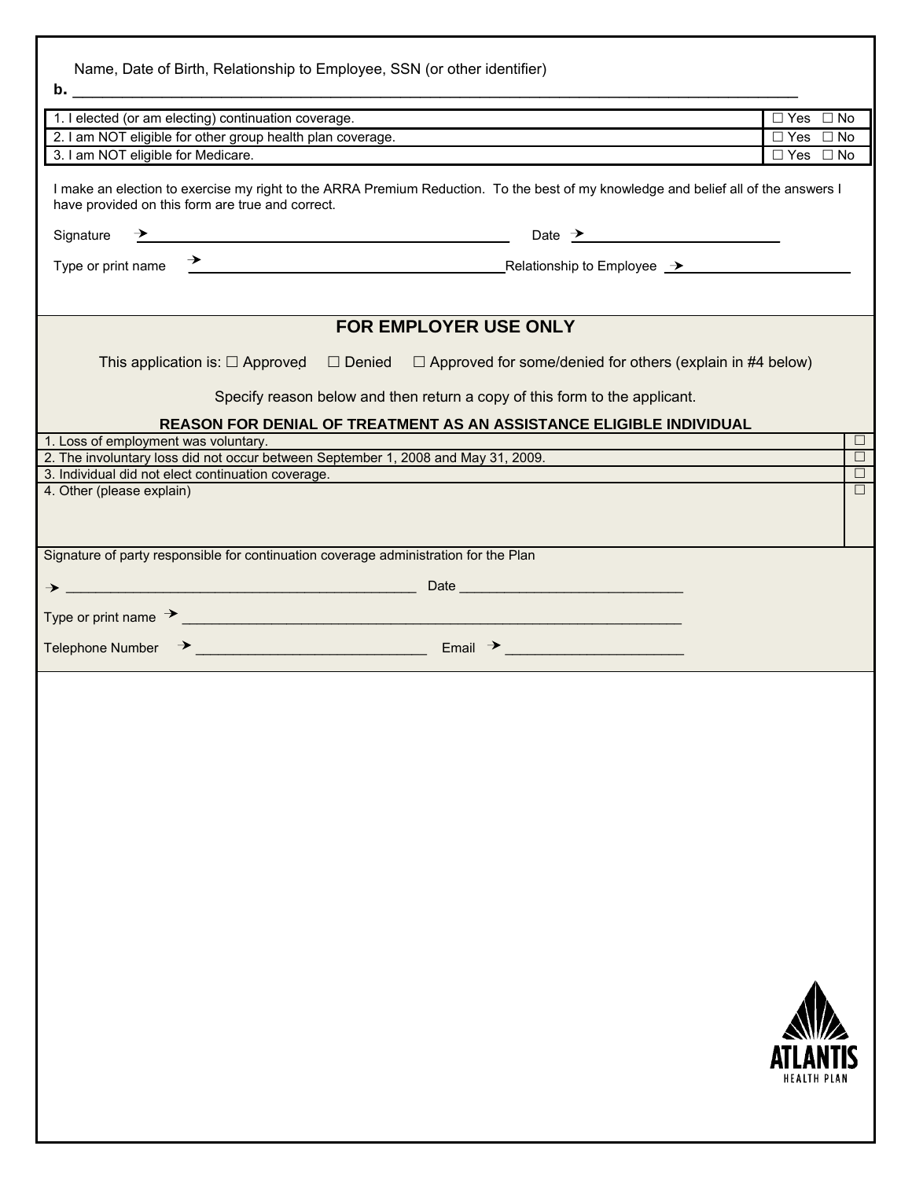Name, Date of Birth, Relationship to Employee, SSN (or other identifier)

**b.** ______________________________________________________________________________

| | |
|---|---|
| 1. I elected (or am electing) continuation coverage. | ☐ Yes ☐ No |
| 2. I am NOT eligible for other group health plan coverage. | ☐ Yes ☐ No |
| 3. I am NOT eligible for Medicare. | ☐ Yes ☐ No |

I make an election to exercise my right to the ARRA Premium Reduction. To the best of my knowledge and belief all of the answers I have provided on this form are true and correct.

Signature ➔ ______________________________ Date ➔ ____________________

Type or print name ➔ ______________________________ Relationship to Employee ➔ ____________________

## FOR EMPLOYER USE ONLY

This application is: ☐ Approved ☐ Denied ☐ Approved for some/denied for others (explain in #4 below)

Specify reason below and then return a copy of this form to the applicant.

**REASON FOR DENIAL OF TREATMENT AS AN ASSISTANCE ELIGIBLE INDIVIDUAL**

| | |
|---|---|
| 1. Loss of employment was voluntary. | ☐ |
| 2. The involuntary loss did not occur between September 1, 2008 and May 31, 2009. | ☐ |
| 3. Individual did not elect continuation coverage. | ☐ |
| 4. Other (please explain) | ☐ |

Signature of party responsible for continuation coverage administration for the Plan

➔ ______________________________ Date ______________________________

Type or print name ➔ ______________________________________________________

Telephone Number ➔ ______________________________ Email ➔ ____________________

ATLANTIS HEALTH PLAN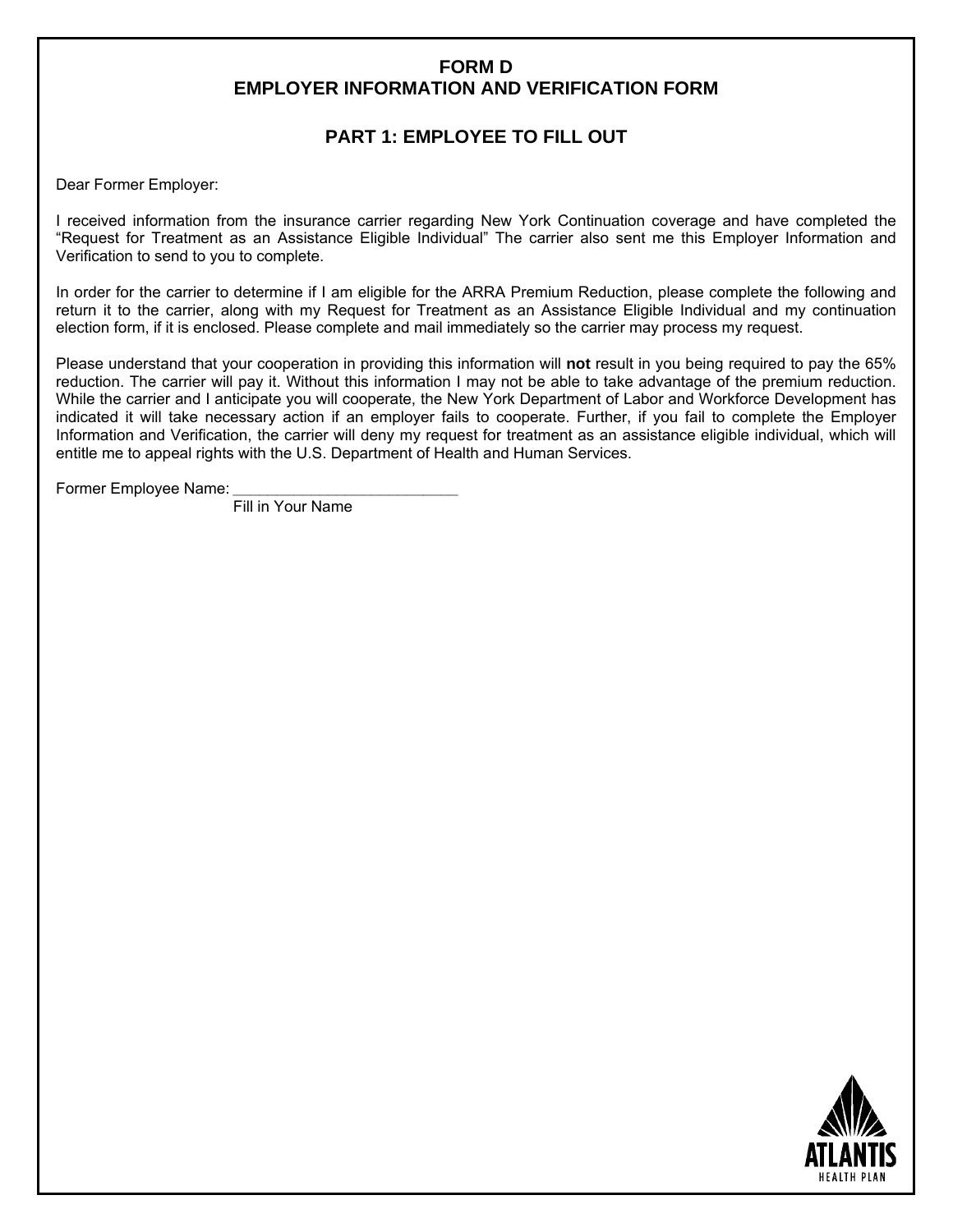## FORM D
## EMPLOYER INFORMATION AND VERIFICATION FORM

### PART 1: EMPLOYEE TO FILL OUT

Dear Former Employer:

I received information from the insurance carrier regarding New York Continuation coverage and have completed the "Request for Treatment as an Assistance Eligible Individual" The carrier also sent me this Employer Information and Verification to send to you to complete.

In order for the carrier to determine if I am eligible for the ARRA Premium Reduction, please complete the following and return it to the carrier, along with my Request for Treatment as an Assistance Eligible Individual and my continuation election form, if it is enclosed. Please complete and mail immediately so the carrier may process my request.

Please understand that your cooperation in providing this information will **not** result in you being required to pay the 65% reduction. The carrier will pay it. Without this information I may not be able to take advantage of the premium reduction. While the carrier and I anticipate you will cooperate, the New York Department of Labor and Workforce Development has indicated it will take necessary action if an employer fails to cooperate. Further, if you fail to complete the Employer Information and Verification, the carrier will deny my request for treatment as an assistance eligible individual, which will entitle me to appeal rights with the U.S. Department of Health and Human Services.

Former Employee Name: ___________________________
Fill in Your Name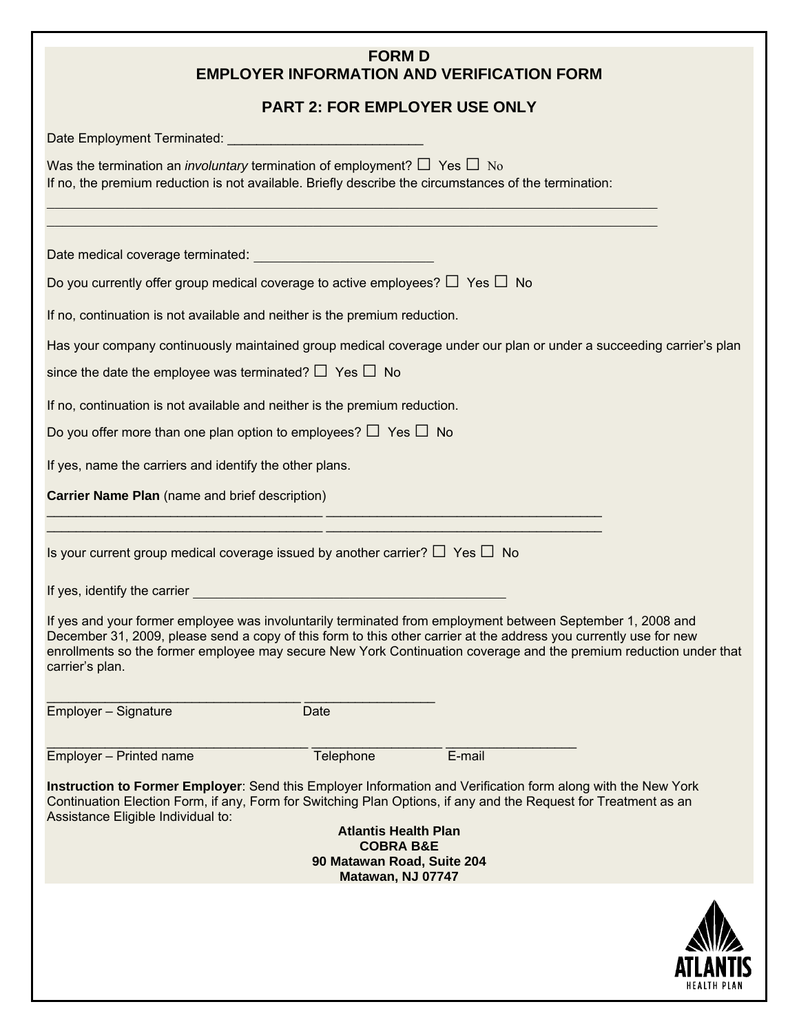# FORM D
# EMPLOYER INFORMATION AND VERIFICATION FORM

## PART 2: FOR EMPLOYER USE ONLY

Date Employment Terminated: ___________________________

Was the termination an *involuntary* termination of employment? ☐ Yes ☐ No
If no, the premium reduction is not available. Briefly describe the circumstances of the termination:

_____________________________________________________________________________________
_____________________________________________________________________________________

Date medical coverage terminated: _________________________

Do you currently offer group medical coverage to active employees? ☐ Yes ☐ No

If no, continuation is not available and neither is the premium reduction.

Has your company continuously maintained group medical coverage under our plan or under a succeeding carrier's plan since the date the employee was terminated? ☐ Yes ☐ No

If no, continuation is not available and neither is the premium reduction.

Do you offer more than one plan option to employees? ☐ Yes ☐ No

If yes, name the carriers and identify the other plans.

**Carrier Name Plan** (name and brief description)

______________________________________ ______________________________________
______________________________________ ______________________________________

Is your current group medical coverage issued by another carrier? ☐ Yes ☐ No

If yes, identify the carrier ___________________________________________

If yes and your former employee was involuntarily terminated from employment between September 1, 2008 and December 31, 2009, please send a copy of this form to this other carrier at the address you currently use for new enrollments so the former employee may secure New York Continuation coverage and the premium reduction under that carrier's plan.

__________________________________ _________________
Employer – Signature Date

____________________________________ __________________ __________________
Employer – Printed name Telephone E-mail

**Instruction to Former Employer**: Send this Employer Information and Verification form along with the New York Continuation Election Form, if any, Form for Switching Plan Options, if any and the Request for Treatment as an Assistance Eligible Individual to:

**Atlantis Health Plan**
**COBRA B&E**
**90 Matawan Road, Suite 204**
**Matawan, NJ 07747**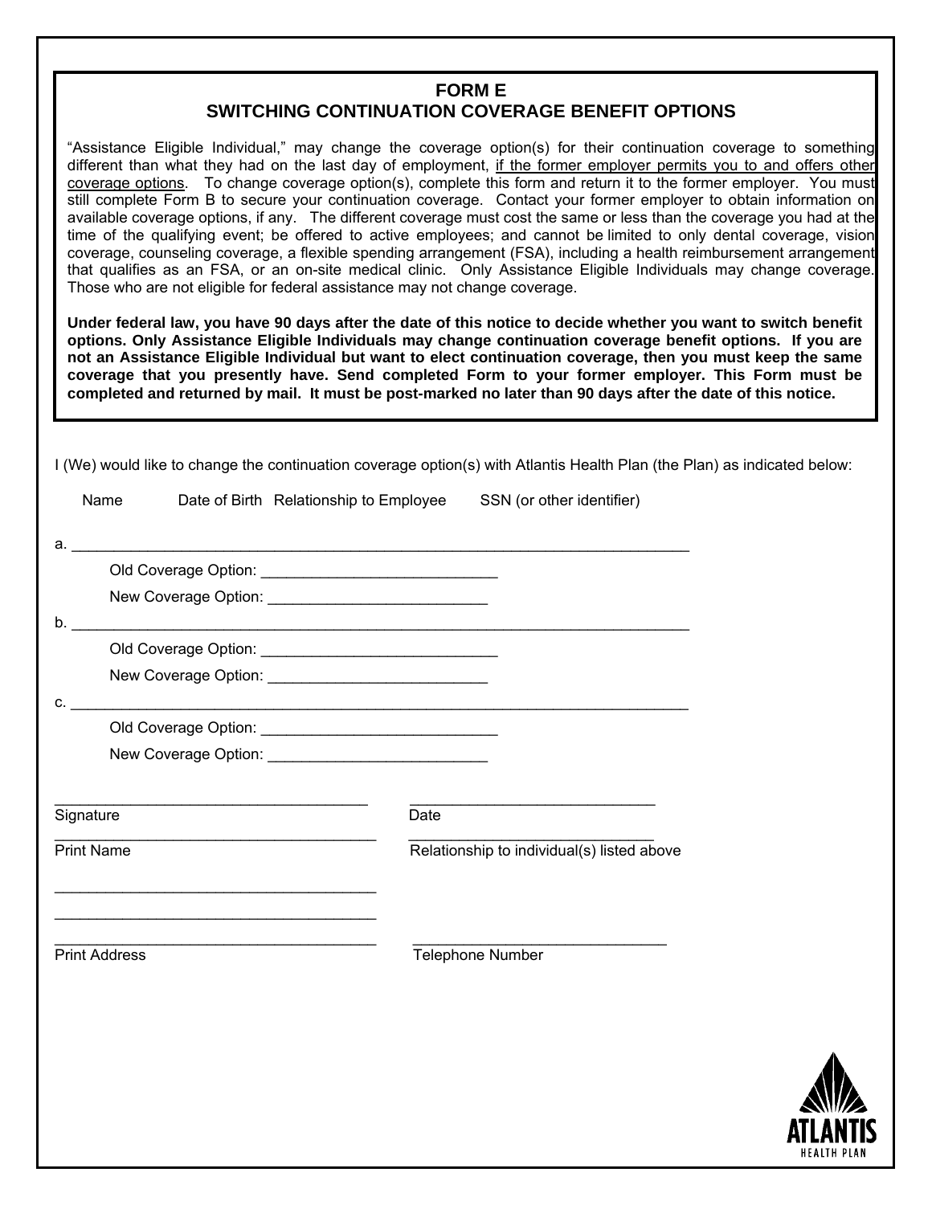# FORM E
## SWITCHING CONTINUATION COVERAGE BENEFIT OPTIONS

"Assistance Eligible Individual," may change the coverage option(s) for their continuation coverage to something different than what they had on the last day of employment, if the former employer permits you to and offers other coverage options. To change coverage option(s), complete this form and return it to the former employer. You must still complete Form B to secure your continuation coverage. Contact your former employer to obtain information on available coverage options, if any. The different coverage must cost the same or less than the coverage you had at the time of the qualifying event; be offered to active employees; and cannot be limited to only dental coverage, vision coverage, counseling coverage, a flexible spending arrangement (FSA), including a health reimbursement arrangement that qualifies as an FSA, or an on-site medical clinic. Only Assistance Eligible Individuals may change coverage. Those who are not eligible for federal assistance may not change coverage.

**Under federal law, you have 90 days after the date of this notice to decide whether you want to switch benefit options. Only Assistance Eligible Individuals may change continuation coverage benefit options. If you are not an Assistance Eligible Individual but want to elect continuation coverage, then you must keep the same coverage that you presently have. Send completed Form to your former employer. This Form must be completed and returned by mail. It must be post-marked no later than 90 days after the date of this notice.**

I (We) would like to change the continuation coverage option(s) with Atlantis Health Plan (the Plan) as indicated below:

Name Date of Birth Relationship to Employee SSN (or other identifier)

a. ___________________________________________________________________________

Old Coverage Option: ____________________________

New Coverage Option: __________________________

b. ___________________________________________________________________________

Old Coverage Option: ____________________________

New Coverage Option: __________________________

c. ___________________________________________________________________________

Old Coverage Option: ____________________________

New Coverage Option: __________________________

_____________________________________ _____________________________

Signature Date

_____________________________________ _____________________________

Print Name Relationship to individual(s) listed above

_____________________________________

_____________________________________

_____________________________________ _____________________________

Print Address Telephone Number

ATLANTIS HEALTH PLAN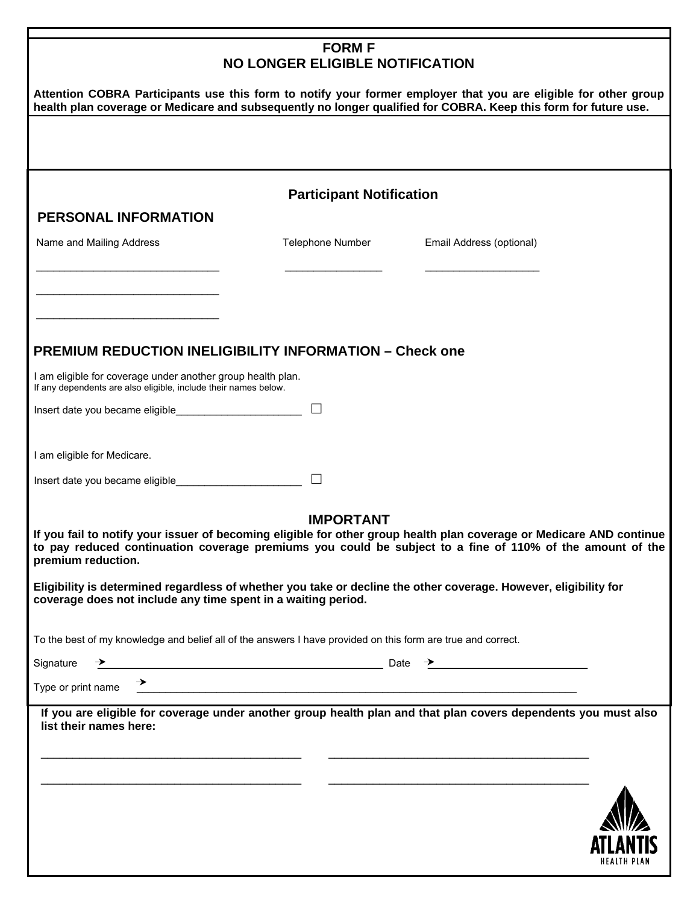# FORM F
# NO LONGER ELIGIBLE NOTIFICATION

**Attention COBRA Participants use this form to notify your former employer that you are eligible for other group health plan coverage or Medicare and subsequently no longer qualified for COBRA. Keep this form for future use.**

## Participant Notification

### PERSONAL INFORMATION

Name and Mailing Address _______________________________

_______________________________

_______________________________

Telephone Number _________________

Email Address (optional) ____________________

### PREMIUM REDUCTION INELIGIBILITY INFORMATION – Check one

I am eligible for coverage under another group health plan.
If any dependents are also eligible, include their names below.

Insert date you became eligible______________________ ☐

I am eligible for Medicare.

Insert date you became eligible______________________ ☐

### IMPORTANT

**If you fail to notify your issuer of becoming eligible for other group health plan coverage or Medicare AND continue to pay reduced continuation coverage premiums you could be subject to a fine of 110% of the amount of the premium reduction.**

**Eligibility is determined regardless of whether you take or decline the other coverage. However, eligibility for coverage does not include any time spent in a waiting period.**

To the best of my knowledge and belief all of the answers I have provided on this form are true and correct.

Signature → _______________________________________________ Date → __________________________

Type or print name → ___________________________________________________________________________

**If you are eligible for coverage under another group health plan and that plan covers dependents you must also list their names here:**

___________________________________________ ___________________________________________

___________________________________________ ___________________________________________

ATLANTIS HEALTH PLAN